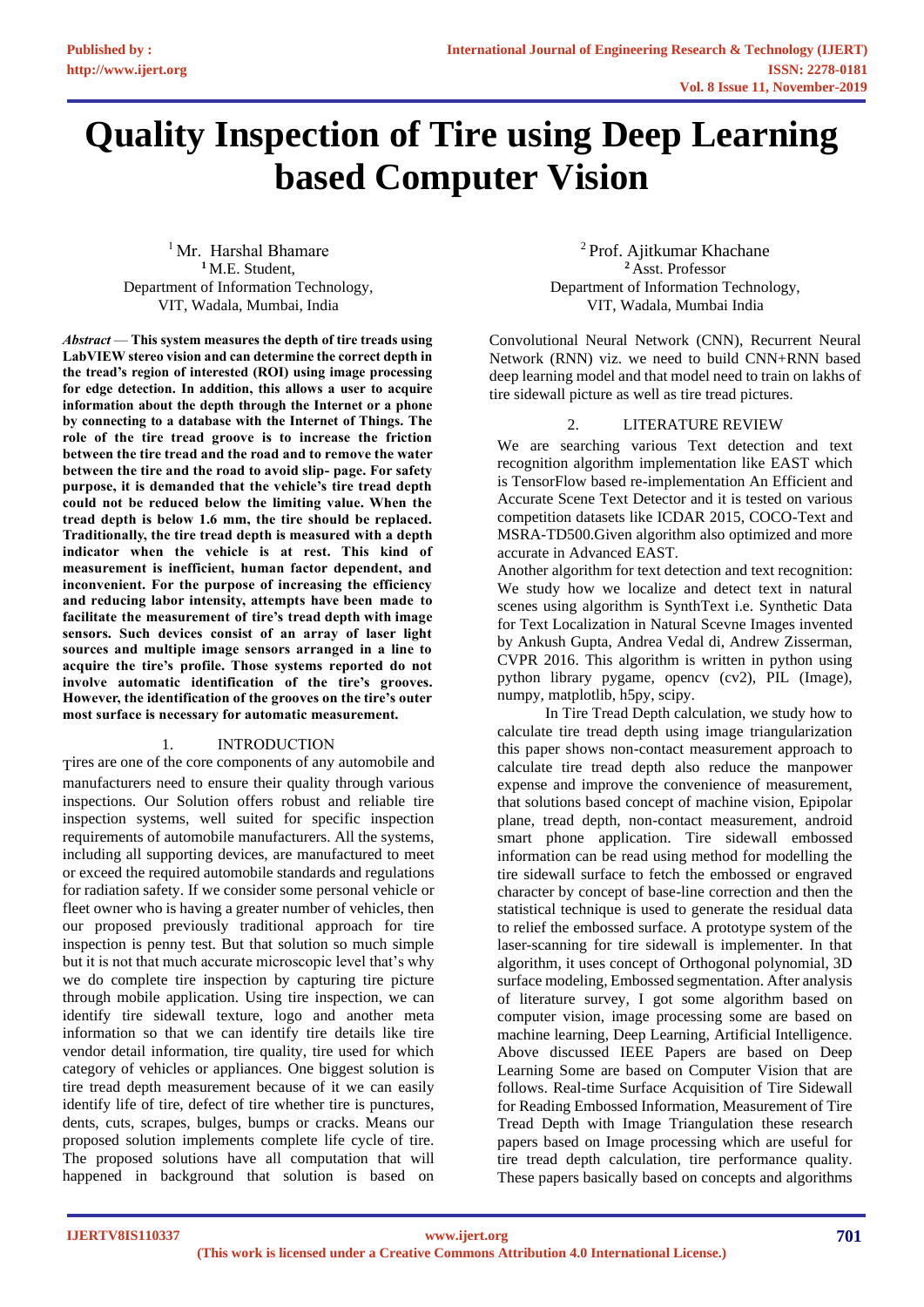# Quality Inspection of Tire using Deep Learning based Computer Vision

[1] Mr. Harshal Bhamare
[1] M.E. Student,
Department of Information Technology,
VIT, Wadala, Mumbai, India

[2] Prof. Ajitkumar Khachane
[2] Asst. Professor
Department of Information Technology,
VIT, Wadala, Mumbai India

***Abstract*** — **This system measures the depth of tire treads using LabVIEW stereo vision and can determine the correct depth in the tread's region of interested (ROI) using image processing for edge detection. In addition, this allows a user to acquire information about the depth through the Internet or a phone by connecting to a database with the Internet of Things. The role of the tire tread groove is to increase the friction between the tire tread and the road and to remove the water between the tire and the road to avoid slip- page. For safety purpose, it is demanded that the vehicle's tire tread depth could not be reduced below the limiting value. When the tread depth is below 1.6 mm, the tire should be replaced. Traditionally, the tire tread depth is measured with a depth indicator when the vehicle is at rest. This kind of measurement is inefficient, human factor dependent, and inconvenient. For the purpose of increasing the efficiency and reducing labor intensity, attempts have been made to facilitate the measurement of tire's tread depth with image sensors. Such devices consist of an array of laser light sources and multiple image sensors arranged in a line to acquire the tire's profile. Those systems reported do not involve automatic identification of the tire's grooves. However, the identification of the grooves on the tire's outer most surface is necessary for automatic measurement.**

## 1. INTRODUCTION

Tires are one of the core components of any automobile and manufacturers need to ensure their quality through various inspections. Our Solution offers robust and reliable tire inspection systems, well suited for specific inspection requirements of automobile manufacturers. All the systems, including all supporting devices, are manufactured to meet or exceed the required automobile standards and regulations for radiation safety. If we consider some personal vehicle or fleet owner who is having a greater number of vehicles, then our proposed previously traditional approach for tire inspection is penny test. But that solution so much simple but it is not that much accurate microscopic level that's why we do complete tire inspection by capturing tire picture through mobile application. Using tire inspection, we can identify tire sidewall texture, logo and another meta information so that we can identify tire details like tire vendor detail information, tire quality, tire used for which category of vehicles or appliances. One biggest solution is tire tread depth measurement because of it we can easily identify life of tire, defect of tire whether tire is punctures, dents, cuts, scrapes, bulges, bumps or cracks. Means our proposed solution implements complete life cycle of tire. The proposed solutions have all computation that will happened in background that solution is based on Convolutional Neural Network (CNN), Recurrent Neural Network (RNN) viz. we need to build CNN+RNN based deep learning model and that model need to train on lakhs of tire sidewall picture as well as tire tread pictures.

## 2. LITERATURE REVIEW

We are searching various Text detection and text recognition algorithm implementation like EAST which is TensorFlow based re-implementation An Efficient and Accurate Scene Text Detector and it is tested on various competition datasets like ICDAR 2015, COCO-Text and MSRA-TD500.Given algorithm also optimized and more accurate in Advanced EAST.

Another algorithm for text detection and text recognition: We study how we localize and detect text in natural scenes using algorithm is SynthText i.e. Synthetic Data for Text Localization in Natural Scevne Images invented by Ankush Gupta, Andrea Vedal di, Andrew Zisserman, CVPR 2016. This algorithm is written in python using python library pygame, opencv (cv2), PIL (Image), numpy, matplotlib, h5py, scipy.

In Tire Tread Depth calculation, we study how to calculate tire tread depth using image triangularization this paper shows non-contact measurement approach to calculate tire tread depth also reduce the manpower expense and improve the convenience of measurement, that solutions based concept of machine vision, Epipolar plane, tread depth, non-contact measurement, android smart phone application. Tire sidewall embossed information can be read using method for modelling the tire sidewall surface to fetch the embossed or engraved character by concept of base-line correction and then the statistical technique is used to generate the residual data to relief the embossed surface. A prototype system of the laser-scanning for tire sidewall is implementer. In that algorithm, it uses concept of Orthogonal polynomial, 3D surface modeling, Embossed segmentation. After analysis of literature survey, I got some algorithm based on computer vision, image processing some are based on machine learning, Deep Learning, Artificial Intelligence. Above discussed IEEE Papers are based on Deep Learning Some are based on Computer Vision that are follows. Real-time Surface Acquisition of Tire Sidewall for Reading Embossed Information, Measurement of Tire Tread Depth with Image Triangulation these research papers based on Image processing which are useful for tire tread depth calculation, tire performance quality. These papers basically based on concepts and algorithms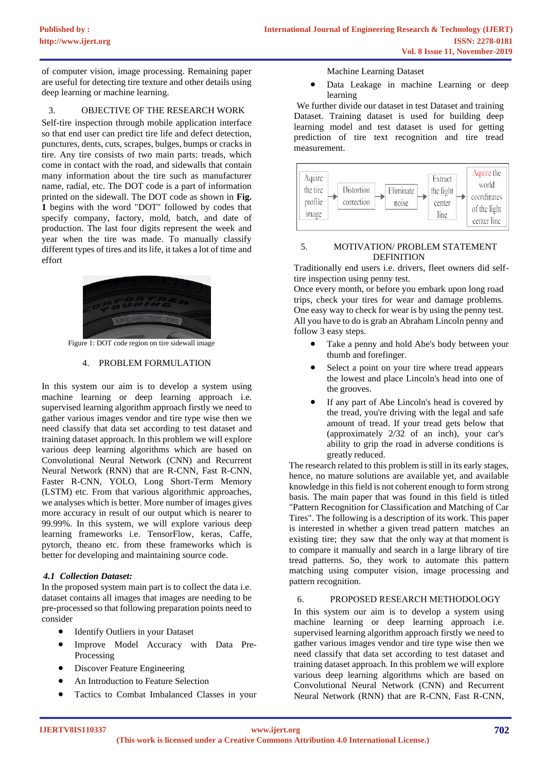of computer vision, image processing. Remaining paper are useful for detecting tire texture and other details using deep learning or machine learning.

## 3. OBJECTIVE OF THE RESEARCH WORK

Self-tire inspection through mobile application interface so that end user can predict tire life and defect detection, punctures, dents, cuts, scrapes, bulges, bumps or cracks in tire. Any tire consists of two main parts: treads, which come in contact with the road, and sidewalls that contain many information about the tire such as manufacturer name, radial, etc. The DOT code is a part of information printed on the sidewall. The DOT code as shown in **Fig. 1** begins with the word "DOT" followed by codes that specify company, factory, mold, batch, and date of production. The last four digits represent the week and year when the tire was made. To manually classify different types of tires and its life, it takes a lot of time and effort

Figure 1: DOT code region on tire sidewall image

## 4. PROBLEM FORMULATION

In this system our aim is to develop a system using machine learning or deep learning approach i.e. supervised learning algorithm approach firstly we need to gather various images vendor and tire type wise then we need classify that data set according to test dataset and training dataset approach. In this problem we will explore various deep learning algorithms which are based on Convolutional Neural Network (CNN) and Recurrent Neural Network (RNN) that are R-CNN, Fast R-CNN, Faster R-CNN, YOLO, Long Short-Term Memory (LSTM) etc. From that various algorithmic approaches, we analyses which is better. More number of images gives more accuracy in result of our output which is nearer to 99.99%. In this system, we will explore various deep learning frameworks i.e. TensorFlow, keras, Caffe, pytorch, theano etc. from these frameworks which is better for developing and maintaining source code.

### *4.1 Collection Dataset:*

In the proposed system main part is to collect the data i.e. dataset contains all images that images are needing to be pre-processed so that following preparation points need to consider

- Identify Outliers in your Dataset
- Improve Model Accuracy with Data Pre-Processing
- Discover Feature Engineering
- An Introduction to Feature Selection
- Tactics to Combat Imbalanced Classes in your Machine Learning Dataset
- Data Leakage in machine Learning or deep learning

We further divide our dataset in test Dataset and training Dataset. Training dataset is used for building deep learning model and test dataset is used for getting prediction of tire text recognition and tire tread measurement.

Aquire the tire profile image → Distortion correction → Eliminate noise → Extract the light center line → Aquire the world coordinates of the light center line

## 5. MOTIVATION/ PROBLEM STATEMENT DEFINITION

Traditionally end users i.e. drivers, fleet owners did self-tire inspection using penny test.

Once every month, or before you embark upon long road trips, check your tires for wear and damage problems. One easy way to check for wear is by using the penny test. All you have to do is grab an Abraham Lincoln penny and follow 3 easy steps.

- Take a penny and hold Abe's body between your thumb and forefinger.
- Select a point on your tire where tread appears the lowest and place Lincoln's head into one of the grooves.
- If any part of Abe Lincoln's head is covered by the tread, you're driving with the legal and safe amount of tread. If your tread gets below that (approximately 2/32 of an inch), your car's ability to grip the road in adverse conditions is greatly reduced.

The research related to this problem is still in its early stages, hence, no mature solutions are available yet, and available knowledge in this field is not coherent enough to form strong basis. The main paper that was found in this field is titled "Pattern Recognition for Classification and Matching of Car Tires". The following is a description of its work. This paper is interested in whether a given tread pattern matches an existing tire; they saw that the only way at that moment is to compare it manually and search in a large library of tire tread patterns. So, they work to automate this pattern matching using computer vision, image processing and pattern recognition.

## 6. PROPOSED RESEARCH METHODOLOGY

In this system our aim is to develop a system using machine learning or deep learning approach i.e. supervised learning algorithm approach firstly we need to gather various images vendor and tire type wise then we need classify that data set according to test dataset and training dataset approach. In this problem we will explore various deep learning algorithms which are based on Convolutional Neural Network (CNN) and Recurrent Neural Network (RNN) that are R-CNN, Fast R-CNN,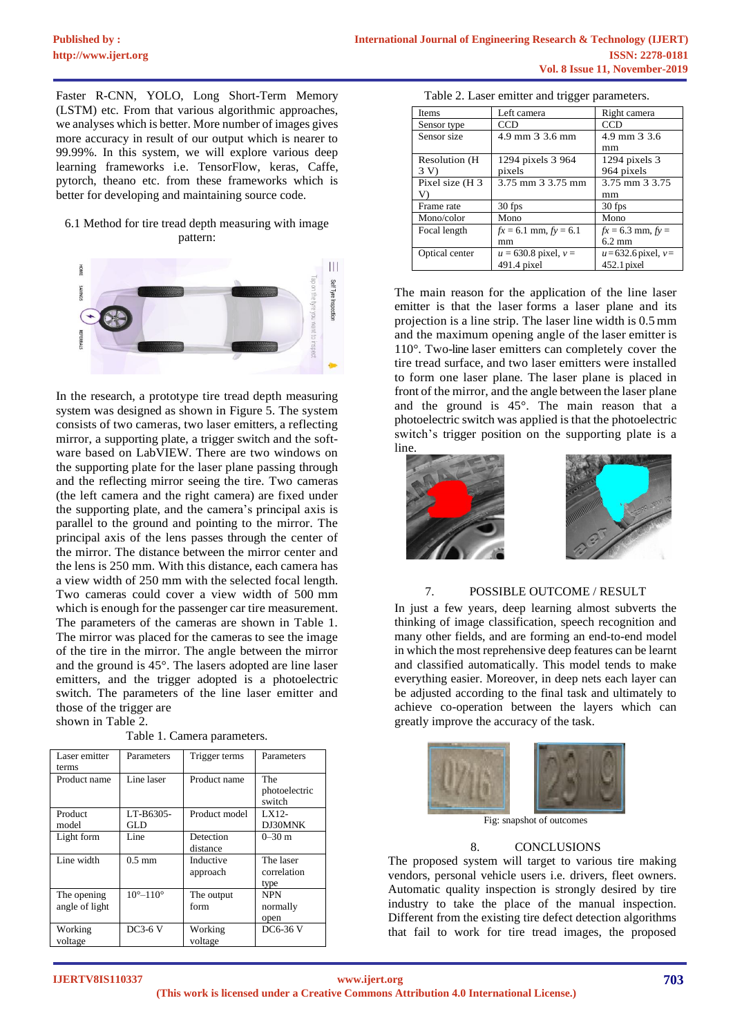Faster R-CNN, YOLO, Long Short-Term Memory (LSTM) etc. From that various algorithmic approaches, we analyses which is better. More number of images gives more accuracy in result of our output which is nearer to 99.99%. In this system, we will explore various deep learning frameworks i.e. TensorFlow, keras, Caffe, pytorch, theano etc. from these frameworks which is better for developing and maintaining source code.

6.1 Method for tire tread depth measuring with image pattern:

In the research, a prototype tire tread depth measuring system was designed as shown in Figure 5. The system consists of two cameras, two laser emitters, a reflecting mirror, a supporting plate, a trigger switch and the software based on LabVIEW. There are two windows on the supporting plate for the laser plane passing through and the reflecting mirror seeing the tire. Two cameras (the left camera and the right camera) are fixed under the supporting plate, and the camera's principal axis is parallel to the ground and pointing to the mirror. The principal axis of the lens passes through the center of the mirror. The distance between the mirror center and the lens is 250 mm. With this distance, each camera has a view width of 250 mm with the selected focal length. Two cameras could cover a view width of 500 mm which is enough for the passenger car tire measurement. The parameters of the cameras are shown in Table 1. The mirror was placed for the cameras to see the image of the tire in the mirror. The angle between the mirror and the ground is 45°. The lasers adopted are line laser emitters, and the trigger adopted is a photoelectric switch. The parameters of the line laser emitter and those of the trigger are shown in Table 2.

Table 1. Camera parameters.

| Laser emitter terms | Parameters | Trigger terms | Parameters |
|---|---|---|---|
| Product name | Line laser | Product name | The photoelectric switch |
| Product model | LT-B6305-GLD | Product model | LX12-DJ30MNK |
| Light form | Line | Detection distance | 0–30 m |
| Line width | 0.5 mm | Inductive approach | The laser correlation type |
| The opening angle of light | 10°–110° | The output form | NPN normally open |
| Working voltage | DC3-6 V | Working voltage | DC6-36 V |

Table 2. Laser emitter and trigger parameters.

| Items | Left camera | Right camera |
|---|---|---|
| Sensor type | CCD | CCD |
| Sensor size | 4.9 mm 3 3.6 mm | 4.9 mm 3 3.6 mm |
| Resolution (H 3 V) | 1294 pixels 3 964 pixels | 1294 pixels 3 964 pixels |
| Pixel size (H 3 V) | 3.75 mm 3 3.75 mm | 3.75 mm 3 3.75 mm |
| Frame rate | 30 fps | 30 fps |
| Mono/color | Mono | Mono |
| Focal length | $fx$ = 6.1 mm, $fy$ = 6.1 mm | $fx$ = 6.3 mm, $fy$ = 6.2 mm |
| Optical center | $u$ = 630.8 pixel, $v$ = 491.4 pixel | $u$ = 632.6 pixel, $v$ = 452.1 pixel |

The main reason for the application of the line laser emitter is that the laser forms a laser plane and its projection is a line strip. The laser line width is 0.5 mm and the maximum opening angle of the laser emitter is 110°. Two-line laser emitters can completely cover the tire tread surface, and two laser emitters were installed to form one laser plane. The laser plane is placed in front of the mirror, and the angle between the laser plane and the ground is 45°. The main reason that a photoelectric switch was applied is that the photoelectric switch's trigger position on the supporting plate is a line.

## 7. POSSIBLE OUTCOME / RESULT

In just a few years, deep learning almost subverts the thinking of image classification, speech recognition and many other fields, and are forming an end-to-end model in which the most reprehensive deep features can be learnt and classified automatically. This model tends to make everything easier. Moreover, in deep nets each layer can be adjusted according to the final task and ultimately to achieve co-operation between the layers which can greatly improve the accuracy of the task.

Fig: snapshot of outcomes

## 8. CONCLUSIONS

The proposed system will target to various tire making vendors, personal vehicle users i.e. drivers, fleet owners. Automatic quality inspection is strongly desired by tire industry to take the place of the manual inspection. Different from the existing tire defect detection algorithms that fail to work for tire tread images, the proposed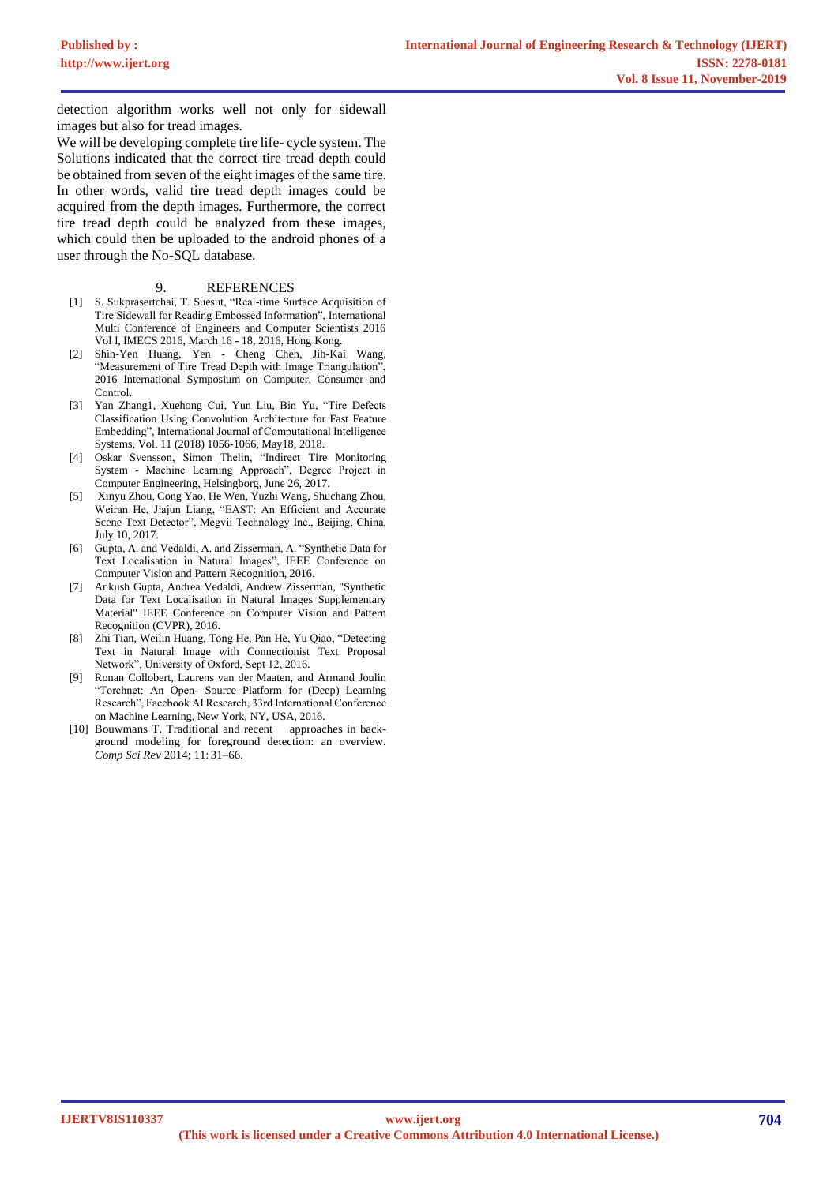detection algorithm works well not only for sidewall images but also for tread images.

We will be developing complete tire life- cycle system. The Solutions indicated that the correct tire tread depth could be obtained from seven of the eight images of the same tire. In other words, valid tire tread depth images could be acquired from the depth images. Furthermore, the correct tire tread depth could be analyzed from these images, which could then be uploaded to the android phones of a user through the No-SQL database.

## 9. REFERENCES

[1] S. Sukprasertchai, T. Suesut, "Real-time Surface Acquisition of Tire Sidewall for Reading Embossed Information", International Multi Conference of Engineers and Computer Scientists 2016 Vol I, IMECS 2016, March 16 - 18, 2016, Hong Kong.

[2] Shih-Yen Huang, Yen - Cheng Chen, Jih-Kai Wang, "Measurement of Tire Tread Depth with Image Triangulation", 2016 International Symposium on Computer, Consumer and Control.

[3] Yan Zhang1, Xuehong Cui, Yun Liu, Bin Yu, "Tire Defects Classification Using Convolution Architecture for Fast Feature Embedding", International Journal of Computational Intelligence Systems, Vol. 11 (2018) 1056-1066, May18, 2018.

[4] Oskar Svensson, Simon Thelin, "Indirect Tire Monitoring System - Machine Learning Approach", Degree Project in Computer Engineering, Helsingborg, June 26, 2017.

[5] Xinyu Zhou, Cong Yao, He Wen, Yuzhi Wang, Shuchang Zhou, Weiran He, Jiajun Liang, "EAST: An Efficient and Accurate Scene Text Detector", Megvii Technology Inc., Beijing, China, July 10, 2017.

[6] Gupta, A. and Vedaldi, A. and Zisserman, A. "Synthetic Data for Text Localisation in Natural Images", IEEE Conference on Computer Vision and Pattern Recognition, 2016.

[7] Ankush Gupta, Andrea Vedaldi, Andrew Zisserman, "Synthetic Data for Text Localisation in Natural Images Supplementary Material" IEEE Conference on Computer Vision and Pattern Recognition (CVPR), 2016.

[8] Zhi Tian, Weilin Huang, Tong He, Pan He, Yu Qiao, "Detecting Text in Natural Image with Connectionist Text Proposal Network", University of Oxford, Sept 12, 2016.

[9] Ronan Collobert, Laurens van der Maaten, and Armand Joulin "Torchnet: An Open- Source Platform for (Deep) Learning Research", Facebook AI Research, 33rd International Conference on Machine Learning, New York, NY, USA, 2016.

[10] Bouwmans T. Traditional and recent approaches in background modeling for foreground detection: an overview. *Comp Sci Rev* 2014; 11: 31–66.